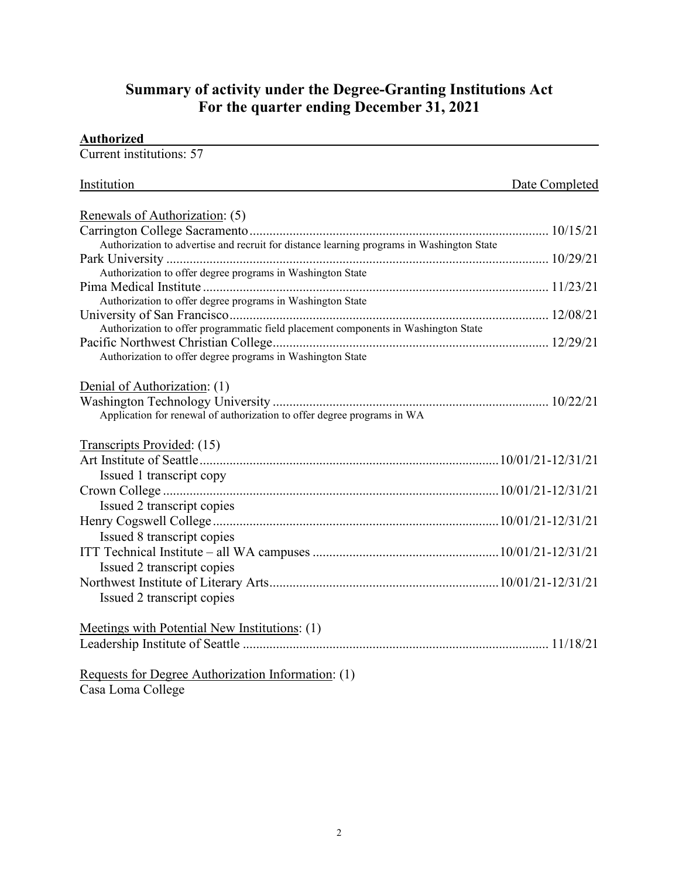# Summary of activity under the Degree-Granting Institutions Act
# For the quarter ending December 31, 2021

**Authorized**

Current institutions: 57

| Institution | Date Completed |
|---|---|
| Renewals of Authorization: (5) | |
| Carrington College Sacramento | 10/15/21 |
| Authorization to advertise and recruit for distance learning programs in Washington State | |
| Park University | 10/29/21 |
| Authorization to offer degree programs in Washington State | |
| Pima Medical Institute | 11/23/21 |
| Authorization to offer degree programs in Washington State | |
| University of San Francisco | 12/08/21 |
| Authorization to offer programmatic field placement components in Washington State | |
| Pacific Northwest Christian College | 12/29/21 |
| Authorization to offer degree programs in Washington State | |
| Denial of Authorization: (1) | |
| Washington Technology University | 10/22/21 |
| Application for renewal of authorization to offer degree programs in WA | |
| Transcripts Provided: (15) | |
| Art Institute of Seattle | 10/01/21-12/31/21 |
| Issued 1 transcript copy | |
| Crown College | 10/01/21-12/31/21 |
| Issued 2 transcript copies | |
| Henry Cogswell College | 10/01/21-12/31/21 |
| Issued 8 transcript copies | |
| ITT Technical Institute – all WA campuses | 10/01/21-12/31/21 |
| Issued 2 transcript copies | |
| Northwest Institute of Literary Arts | 10/01/21-12/31/21 |
| Issued 2 transcript copies | |
| Meetings with Potential New Institutions: (1) | |
| Leadership Institute of Seattle | 11/18/21 |
| Requests for Degree Authorization Information: (1) | |
| Casa Loma College | |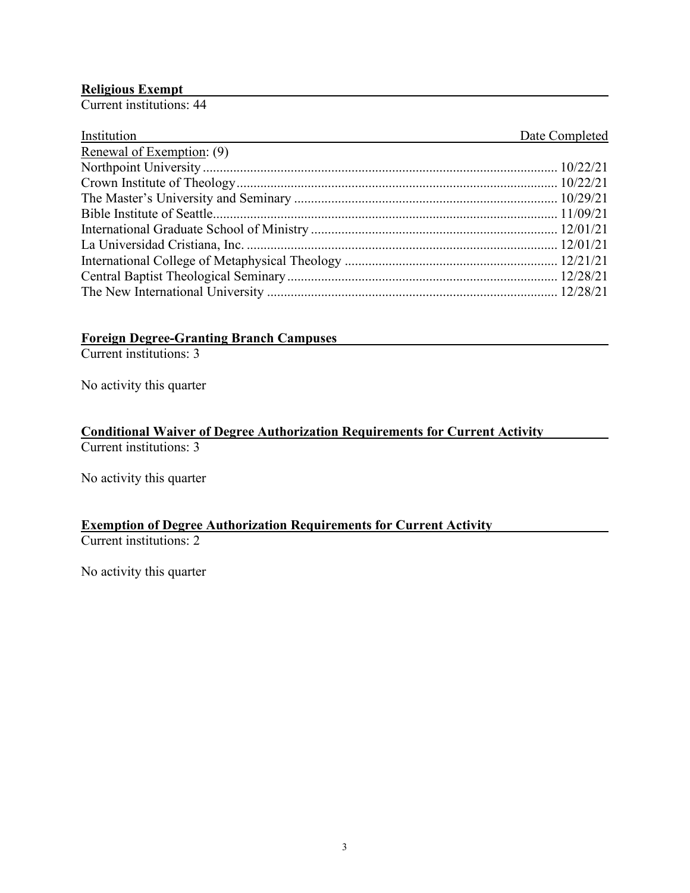**Religious Exempt**

Current institutions: 44

| Institution | Date Completed |
| --- | --- |
| Renewal of Exemption: (9) | |
| Northpoint University | 10/22/21 |
| Crown Institute of Theology | 10/22/21 |
| The Master's University and Seminary | 10/29/21 |
| Bible Institute of Seattle | 11/09/21 |
| International Graduate School of Ministry | 12/01/21 |
| La Universidad Cristiana, Inc. | 12/01/21 |
| International College of Metaphysical Theology | 12/21/21 |
| Central Baptist Theological Seminary | 12/28/21 |
| The New International University | 12/28/21 |

**Foreign Degree-Granting Branch Campuses**

Current institutions: 3

No activity this quarter

**Conditional Waiver of Degree Authorization Requirements for Current Activity**

Current institutions: 3

No activity this quarter

**Exemption of Degree Authorization Requirements for Current Activity**

Current institutions: 2

No activity this quarter